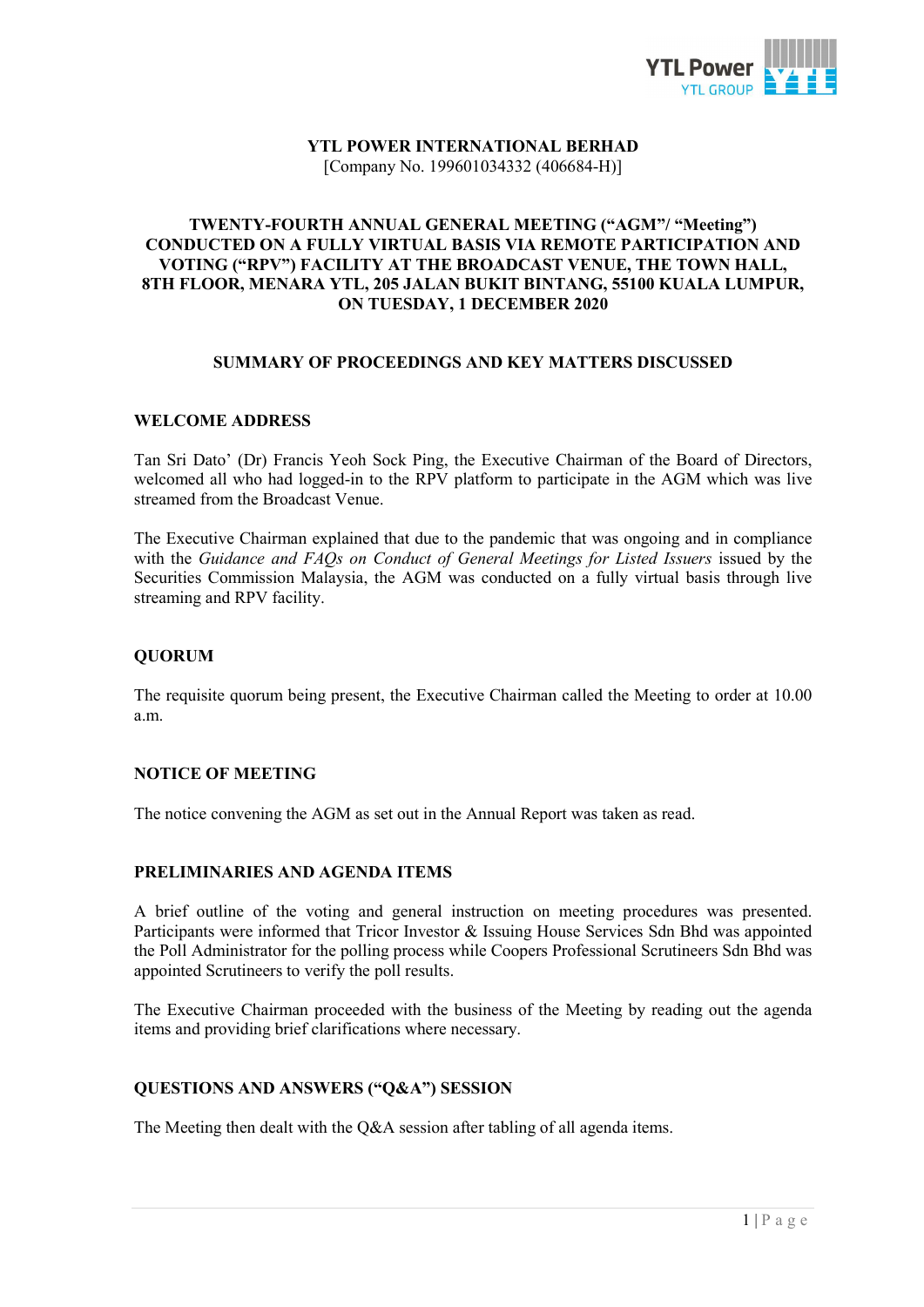# YTL POWER INTERNATIONAL BERHAD

[Company No. 199601034332 (406684-H)]

## TWENTY-FOURTH ANNUAL GENERAL MEETING ("AGM"/ "Meeting") CONDUCTED ON A FULLY VIRTUAL BASIS VIA REMOTE PARTICIPATION AND VOTING ("RPV") FACILITY AT THE BROADCAST VENUE, THE TOWN HALL, 8TH FLOOR, MENARA YTL, 205 JALAN BUKIT BINTANG, 55100 KUALA LUMPUR, ON TUESDAY, 1 DECEMBER 2020

## SUMMARY OF PROCEEDINGS AND KEY MATTERS DISCUSSED

### WELCOME ADDRESS

Tan Sri Dato' (Dr) Francis Yeoh Sock Ping, the Executive Chairman of the Board of Directors, welcomed all who had logged-in to the RPV platform to participate in the AGM which was live streamed from the Broadcast Venue.

The Executive Chairman explained that due to the pandemic that was ongoing and in compliance with the *Guidance and FAQs on Conduct of General Meetings for Listed Issuers* issued by the Securities Commission Malaysia, the AGM was conducted on a fully virtual basis through live streaming and RPV facility.

### QUORUM

The requisite quorum being present, the Executive Chairman called the Meeting to order at 10.00 a.m.

### NOTICE OF MEETING

The notice convening the AGM as set out in the Annual Report was taken as read.

### PRELIMINARIES AND AGENDA ITEMS

A brief outline of the voting and general instruction on meeting procedures was presented. Participants were informed that Tricor Investor & Issuing House Services Sdn Bhd was appointed the Poll Administrator for the polling process while Coopers Professional Scrutineers Sdn Bhd was appointed Scrutineers to verify the poll results.

The Executive Chairman proceeded with the business of the Meeting by reading out the agenda items and providing brief clarifications where necessary.

### QUESTIONS AND ANSWERS ("Q&A") SESSION

The Meeting then dealt with the Q&A session after tabling of all agenda items.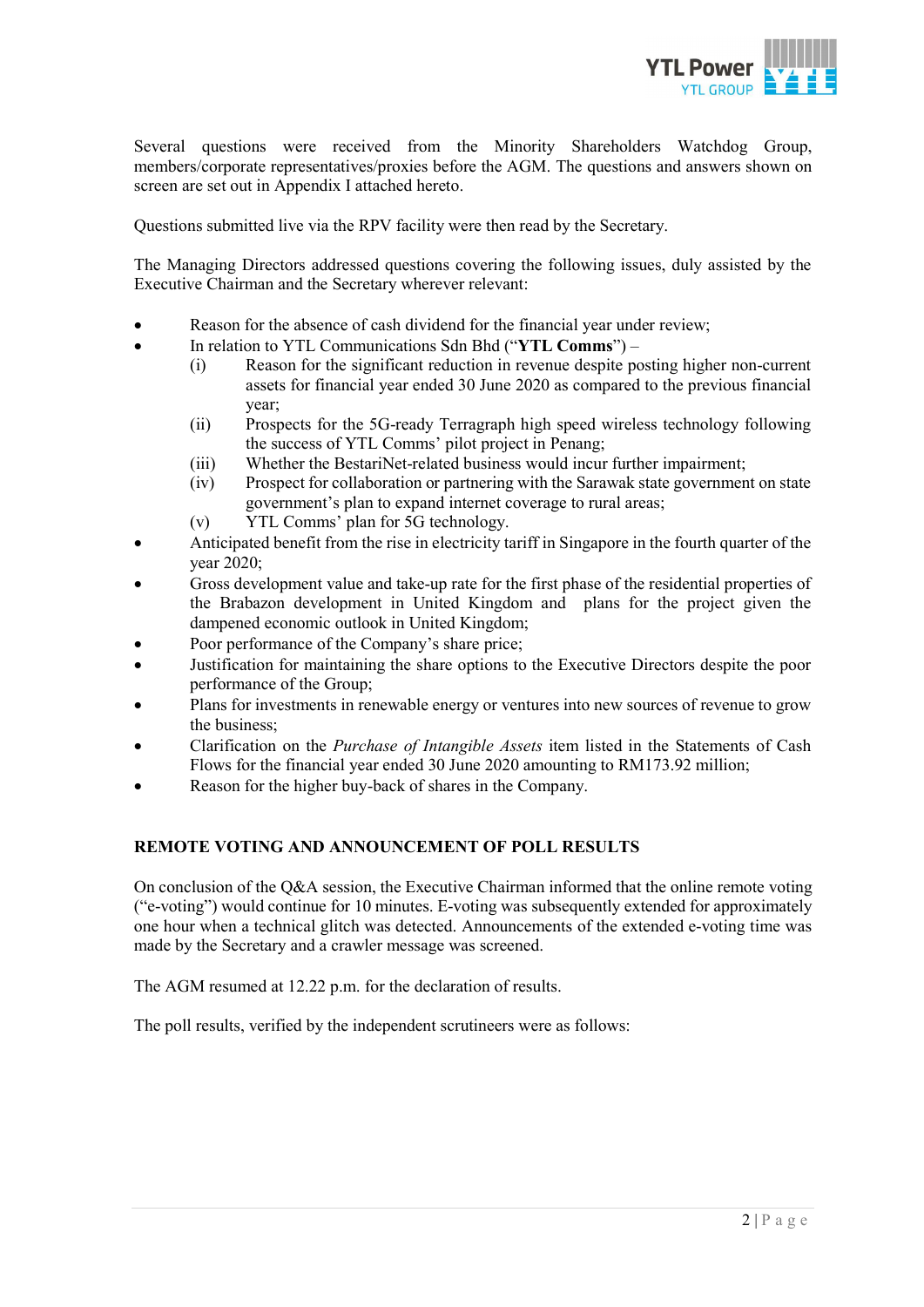Several questions were received from the Minority Shareholders Watchdog Group, members/corporate representatives/proxies before the AGM. The questions and answers shown on screen are set out in Appendix I attached hereto.

Questions submitted live via the RPV facility were then read by the Secretary.

The Managing Directors addressed questions covering the following issues, duly assisted by the Executive Chairman and the Secretary wherever relevant:

- Reason for the absence of cash dividend for the financial year under review;
- In relation to YTL Communications Sdn Bhd ("**YTL Comms**") –
  - (i) Reason for the significant reduction in revenue despite posting higher non-current assets for financial year ended 30 June 2020 as compared to the previous financial year;
  - (ii) Prospects for the 5G-ready Terragraph high speed wireless technology following the success of YTL Comms' pilot project in Penang;
  - (iii) Whether the BestariNet-related business would incur further impairment;
  - (iv) Prospect for collaboration or partnering with the Sarawak state government on state government's plan to expand internet coverage to rural areas;
  - (v) YTL Comms' plan for 5G technology.
- Anticipated benefit from the rise in electricity tariff in Singapore in the fourth quarter of the year 2020;
- Gross development value and take-up rate for the first phase of the residential properties of the Brabazon development in United Kingdom and plans for the project given the dampened economic outlook in United Kingdom;
- Poor performance of the Company's share price;
- Justification for maintaining the share options to the Executive Directors despite the poor performance of the Group;
- Plans for investments in renewable energy or ventures into new sources of revenue to grow the business;
- Clarification on the *Purchase of Intangible Assets* item listed in the Statements of Cash Flows for the financial year ended 30 June 2020 amounting to RM173.92 million;
- Reason for the higher buy-back of shares in the Company.

## REMOTE VOTING AND ANNOUNCEMENT OF POLL RESULTS

On conclusion of the Q&A session, the Executive Chairman informed that the online remote voting ("e-voting") would continue for 10 minutes. E-voting was subsequently extended for approximately one hour when a technical glitch was detected. Announcements of the extended e-voting time was made by the Secretary and a crawler message was screened.

The AGM resumed at 12.22 p.m. for the declaration of results.

The poll results, verified by the independent scrutineers were as follows: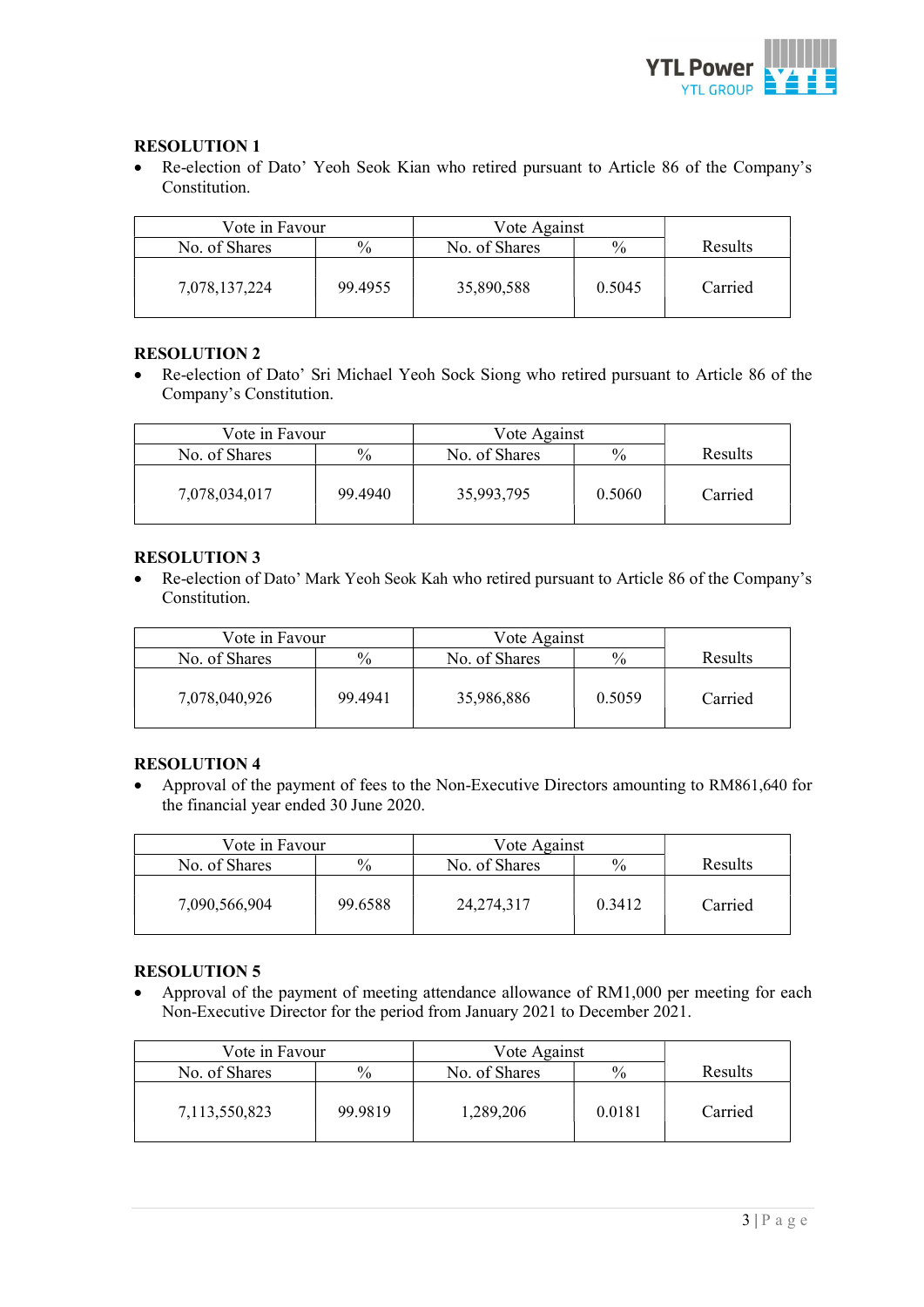**RESOLUTION 1**

- Re-election of Dato' Yeoh Seok Kian who retired pursuant to Article 86 of the Company's Constitution.

| Vote in Favour | | Vote Against | | Results |
|---|---|---|---|---|
| No. of Shares | % | No. of Shares | % | |
| 7,078,137,224 | 99.4955 | 35,890,588 | 0.5045 | Carried |

**RESOLUTION 2**

- Re-election of Dato' Sri Michael Yeoh Sock Siong who retired pursuant to Article 86 of the Company's Constitution.

| Vote in Favour | | Vote Against | | Results |
|---|---|---|---|---|
| No. of Shares | % | No. of Shares | % | |
| 7,078,034,017 | 99.4940 | 35,993,795 | 0.5060 | Carried |

**RESOLUTION 3**

- Re-election of Dato' Mark Yeoh Seok Kah who retired pursuant to Article 86 of the Company's Constitution.

| Vote in Favour | | Vote Against | | Results |
|---|---|---|---|---|
| No. of Shares | % | No. of Shares | % | |
| 7,078,040,926 | 99.4941 | 35,986,886 | 0.5059 | Carried |

**RESOLUTION 4**

- Approval of the payment of fees to the Non-Executive Directors amounting to RM861,640 for the financial year ended 30 June 2020.

| Vote in Favour | | Vote Against | | Results |
|---|---|---|---|---|
| No. of Shares | % | No. of Shares | % | |
| 7,090,566,904 | 99.6588 | 24,274,317 | 0.3412 | Carried |

**RESOLUTION 5**

- Approval of the payment of meeting attendance allowance of RM1,000 per meeting for each Non-Executive Director for the period from January 2021 to December 2021.

| Vote in Favour | | Vote Against | | Results |
|---|---|---|---|---|
| No. of Shares | % | No. of Shares | % | |
| 7,113,550,823 | 99.9819 | 1,289,206 | 0.0181 | Carried |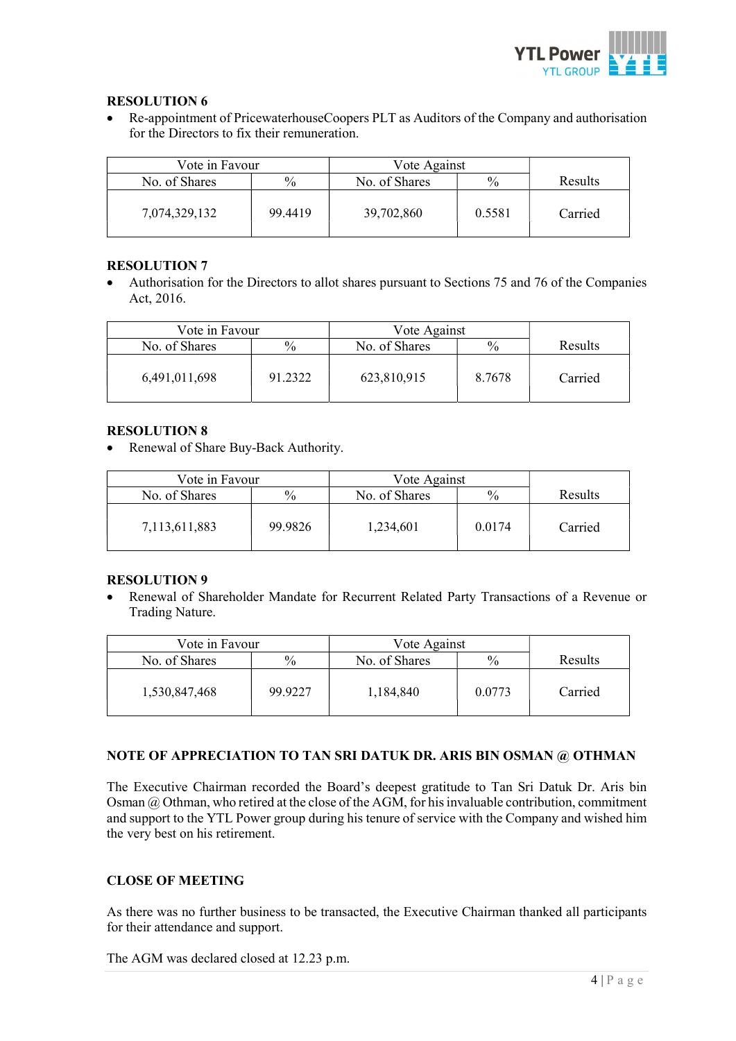**RESOLUTION 6**

- Re-appointment of PricewaterhouseCoopers PLT as Auditors of the Company and authorisation for the Directors to fix their remuneration.

| Vote in Favour | | Vote Against | | Results |
|---|---|---|---|---|
| No. of Shares | % | No. of Shares | % | |
| 7,074,329,132 | 99.4419 | 39,702,860 | 0.5581 | Carried |

**RESOLUTION 7**

- Authorisation for the Directors to allot shares pursuant to Sections 75 and 76 of the Companies Act, 2016.

| Vote in Favour | | Vote Against | | Results |
|---|---|---|---|---|
| No. of Shares | % | No. of Shares | % | |
| 6,491,011,698 | 91.2322 | 623,810,915 | 8.7678 | Carried |

**RESOLUTION 8**

- Renewal of Share Buy-Back Authority.

| Vote in Favour | | Vote Against | | Results |
|---|---|---|---|---|
| No. of Shares | % | No. of Shares | % | |
| 7,113,611,883 | 99.9826 | 1,234,601 | 0.0174 | Carried |

**RESOLUTION 9**

- Renewal of Shareholder Mandate for Recurrent Related Party Transactions of a Revenue or Trading Nature.

| Vote in Favour | | Vote Against | | Results |
|---|---|---|---|---|
| No. of Shares | % | No. of Shares | % | |
| 1,530,847,468 | 99.9227 | 1,184,840 | 0.0773 | Carried |

**NOTE OF APPRECIATION TO TAN SRI DATUK DR. ARIS BIN OSMAN @ OTHMAN**

The Executive Chairman recorded the Board's deepest gratitude to Tan Sri Datuk Dr. Aris bin Osman @ Othman, who retired at the close of the AGM, for his invaluable contribution, commitment and support to the YTL Power group during his tenure of service with the Company and wished him the very best on his retirement.

**CLOSE OF MEETING**

As there was no further business to be transacted, the Executive Chairman thanked all participants for their attendance and support.

The AGM was declared closed at 12.23 p.m.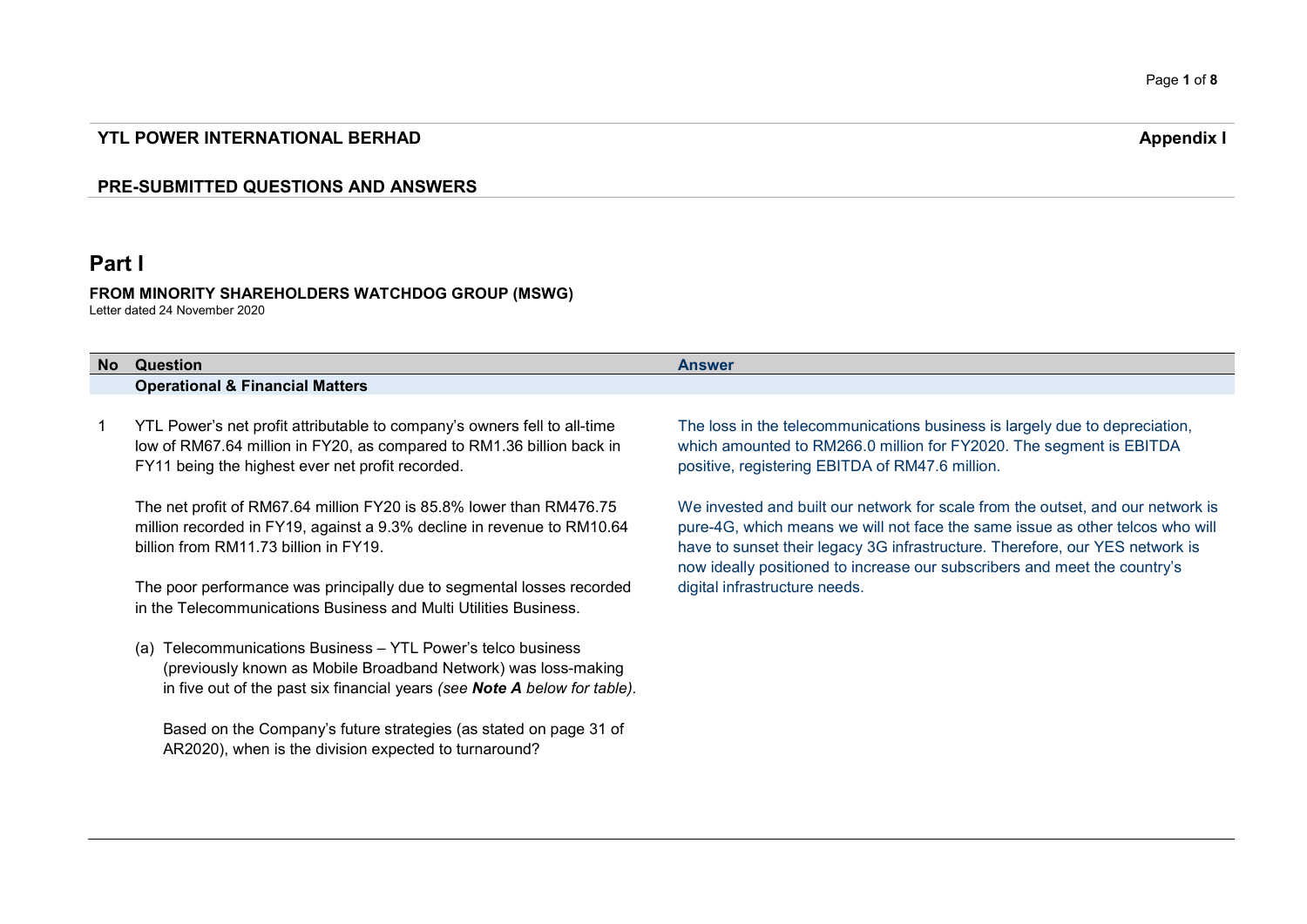### YTL POWER INTERNATIONAL BERHAD — Appendix I

### PRE-SUBMITTED QUESTIONS AND ANSWERS

## Part I

**FROM MINORITY SHAREHOLDERS WATCHDOG GROUP (MSWG)**
Letter dated 24 November 2020

| No | Question | Answer |
|---|---|---|
| | **Operational & Financial Matters** | |
| 1 | YTL Power's net profit attributable to company's owners fell to all-time low of RM67.64 million in FY20, as compared to RM1.36 billion back in FY11 being the highest ever net profit recorded.<br><br>The net profit of RM67.64 million FY20 is 85.8% lower than RM476.75 million recorded in FY19, against a 9.3% decline in revenue to RM10.64 billion from RM11.73 billion in FY19.<br><br>The poor performance was principally due to segmental losses recorded in the Telecommunications Business and Multi Utilities Business.<br><br>(a) Telecommunications Business – YTL Power's telco business (previously known as Mobile Broadband Network) was loss-making in five out of the past six financial years *(see **Note A** below for table).*<br><br>Based on the Company's future strategies (as stated on page 31 of AR2020), when is the division expected to turnaround? | The loss in the telecommunications business is largely due to depreciation, which amounted to RM266.0 million for FY2020. The segment is EBITDA positive, registering EBITDA of RM47.6 million.<br><br>We invested and built our network for scale from the outset, and our network is pure-4G, which means we will not face the same issue as other telcos who will have to sunset their legacy 3G infrastructure. Therefore, our YES network is now ideally positioned to increase our subscribers and meet the country's digital infrastructure needs. |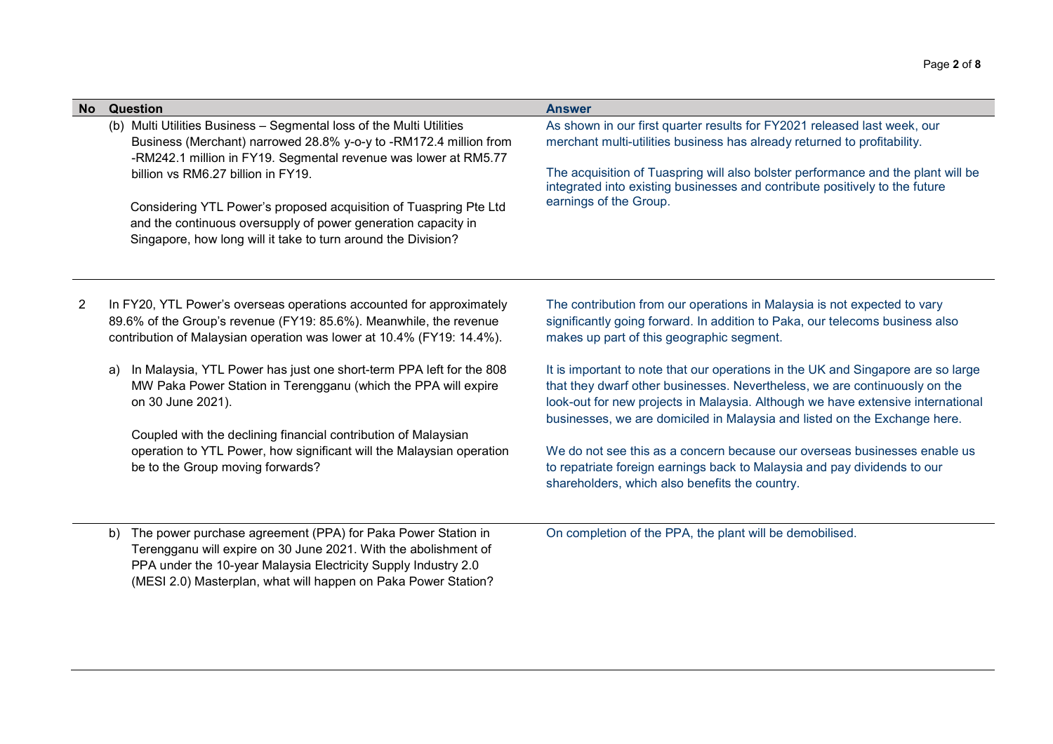| No | Question | Answer |
|---|---|---|
| | (b) Multi Utilities Business – Segmental loss of the Multi Utilities Business (Merchant) narrowed 28.8% y-o-y to -RM172.4 million from -RM242.1 million in FY19. Segmental revenue was lower at RM5.77 billion vs RM6.27 billion in FY19.<br><br>Considering YTL Power's proposed acquisition of Tuaspring Pte Ltd and the continuous oversupply of power generation capacity in Singapore, how long will it take to turn around the Division? | As shown in our first quarter results for FY2021 released last week, our merchant multi-utilities business has already returned to profitability.<br><br>The acquisition of Tuaspring will also bolster performance and the plant will be integrated into existing businesses and contribute positively to the future earnings of the Group. |
| 2 | In FY20, YTL Power's overseas operations accounted for approximately 89.6% of the Group's revenue (FY19: 85.6%). Meanwhile, the revenue contribution of Malaysian operation was lower at 10.4% (FY19: 14.4%).<br><br>a) In Malaysia, YTL Power has just one short-term PPA left for the 808 MW Paka Power Station in Terengganu (which the PPA will expire on 30 June 2021).<br><br>Coupled with the declining financial contribution of Malaysian operation to YTL Power, how significant will the Malaysian operation be to the Group moving forwards? | The contribution from our operations in Malaysia is not expected to vary significantly going forward. In addition to Paka, our telecoms business also makes up part of this geographic segment.<br><br>It is important to note that our operations in the UK and Singapore are so large that they dwarf other businesses. Nevertheless, we are continuously on the look-out for new projects in Malaysia. Although we have extensive international businesses, we are domiciled in Malaysia and listed on the Exchange here.<br><br>We do not see this as a concern because our overseas businesses enable us to repatriate foreign earnings back to Malaysia and pay dividends to our shareholders, which also benefits the country. |
| | b) The power purchase agreement (PPA) for Paka Power Station in Terengganu will expire on 30 June 2021. With the abolishment of PPA under the 10-year Malaysia Electricity Supply Industry 2.0 (MESI 2.0) Masterplan, what will happen on Paka Power Station? | On completion of the PPA, the plant will be demobilised. |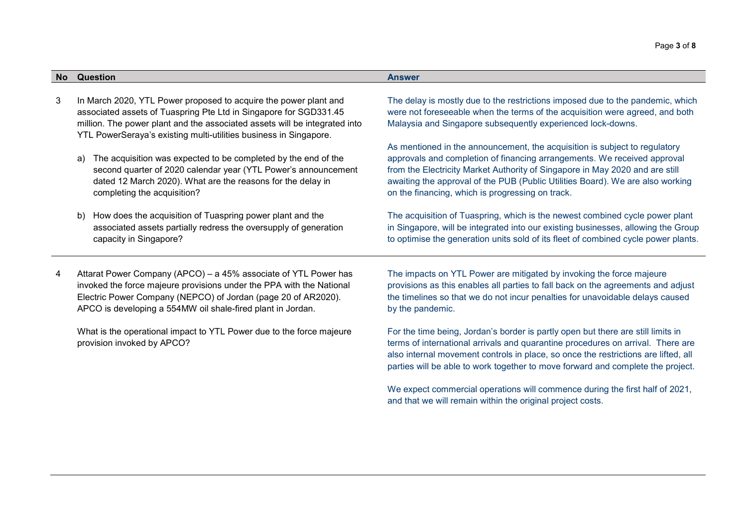| No | Question | Answer |
|---|---|---|
| 3 | In March 2020, YTL Power proposed to acquire the power plant and associated assets of Tuaspring Pte Ltd in Singapore for SGD331.45 million. The power plant and the associated assets will be integrated into YTL PowerSeraya's existing multi-utilities business in Singapore. | |
| | a) The acquisition was expected to be completed by the end of the second quarter of 2020 calendar year (YTL Power's announcement dated 12 March 2020). What are the reasons for the delay in completing the acquisition? | The delay is mostly due to the restrictions imposed due to the pandemic, which were not foreseeable when the terms of the acquisition were agreed, and both Malaysia and Singapore subsequently experienced lock-downs.<br><br>As mentioned in the announcement, the acquisition is subject to regulatory approvals and completion of financing arrangements. We received approval from the Electricity Market Authority of Singapore in May 2020 and are still awaiting the approval of the PUB (Public Utilities Board). We are also working on the financing, which is progressing on track. |
| | b) How does the acquisition of Tuaspring power plant and the associated assets partially redress the oversupply of generation capacity in Singapore? | The acquisition of Tuaspring, which is the newest combined cycle power plant in Singapore, will be integrated into our existing businesses, allowing the Group to optimise the generation units sold of its fleet of combined cycle power plants. |
| 4 | Attarat Power Company (APCO) – a 45% associate of YTL Power has invoked the force majeure provisions under the PPA with the National Electric Power Company (NEPCO) of Jordan (page 20 of AR2020). APCO is developing a 554MW oil shale-fired plant in Jordan.<br><br>What is the operational impact to YTL Power due to the force majeure provision invoked by APCO? | The impacts on YTL Power are mitigated by invoking the force majeure provisions as this enables all parties to fall back on the agreements and adjust the timelines so that we do not incur penalties for unavoidable delays caused by the pandemic.<br><br>For the time being, Jordan's border is partly open but there are still limits in terms of international arrivals and quarantine procedures on arrival. There are also internal movement controls in place, so once the restrictions are lifted, all parties will be able to work together to move forward and complete the project.<br><br>We expect commercial operations will commence during the first half of 2021, and that we will remain within the original project costs. |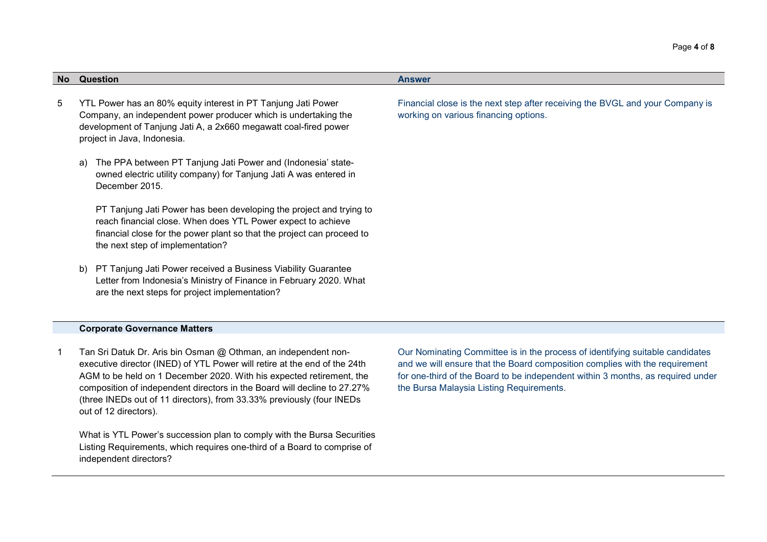| No | Question | Answer |
|---|---|---|
| 5 | YTL Power has an 80% equity interest in PT Tanjung Jati Power Company, an independent power producer which is undertaking the development of Tanjung Jati A, a 2x660 megawatt coal-fired power project in Java, Indonesia.<br><br>a) The PPA between PT Tanjung Jati Power and (Indonesia' state-owned electric utility company) for Tanjung Jati A was entered in December 2015.<br><br>PT Tanjung Jati Power has been developing the project and trying to reach financial close. When does YTL Power expect to achieve financial close for the power plant so that the project can proceed to the next step of implementation?<br><br>b) PT Tanjung Jati Power received a Business Viability Guarantee Letter from Indonesia's Ministry of Finance in February 2020. What are the next steps for project implementation? | Financial close is the next step after receiving the BVGL and your Company is working on various financing options. |
| | **Corporate Governance Matters** | |
| 1 | Tan Sri Datuk Dr. Aris bin Osman @ Othman, an independent non-executive director (INED) of YTL Power will retire at the end of the 24th AGM to be held on 1 December 2020. With his expected retirement, the composition of independent directors in the Board will decline to 27.27% (three INEDs out of 11 directors), from 33.33% previously (four INEDs out of 12 directors).<br><br>What is YTL Power's succession plan to comply with the Bursa Securities Listing Requirements, which requires one-third of a Board to comprise of independent directors? | Our Nominating Committee is in the process of identifying suitable candidates and we will ensure that the Board composition complies with the requirement for one-third of the Board to be independent within 3 months, as required under the Bursa Malaysia Listing Requirements. |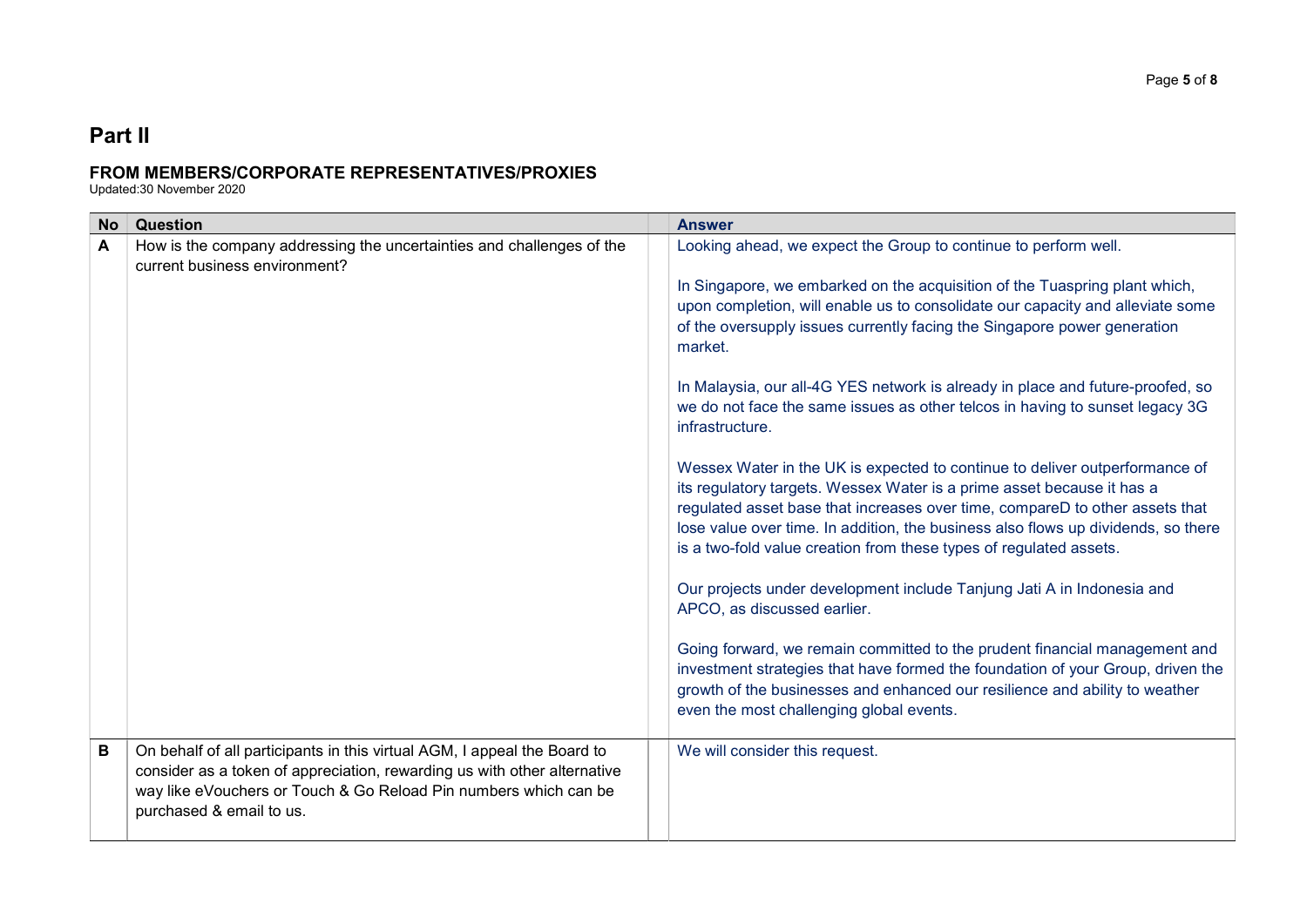# Part II

## FROM MEMBERS/CORPORATE REPRESENTATIVES/PROXIES

Updated:30 November 2020

| No | Question | Answer |
|---|---|---|
| A | How is the company addressing the uncertainties and challenges of the current business environment? | Looking ahead, we expect the Group to continue to perform well.<br><br>In Singapore, we embarked on the acquisition of the Tuaspring plant which, upon completion, will enable us to consolidate our capacity and alleviate some of the oversupply issues currently facing the Singapore power generation market.<br><br>In Malaysia, our all-4G YES network is already in place and future-proofed, so we do not face the same issues as other telcos in having to sunset legacy 3G infrastructure.<br><br>Wessex Water in the UK is expected to continue to deliver outperformance of its regulatory targets. Wessex Water is a prime asset because it has a regulated asset base that increases over time, compareD to other assets that lose value over time. In addition, the business also flows up dividends, so there is a two-fold value creation from these types of regulated assets.<br><br>Our projects under development include Tanjung Jati A in Indonesia and APCO, as discussed earlier.<br><br>Going forward, we remain committed to the prudent financial management and investment strategies that have formed the foundation of your Group, driven the growth of the businesses and enhanced our resilience and ability to weather even the most challenging global events. |
| B | On behalf of all participants in this virtual AGM, I appeal the Board to consider as a token of appreciation, rewarding us with other alternative way like eVouchers or Touch & Go Reload Pin numbers which can be purchased & email to us. | We will consider this request. |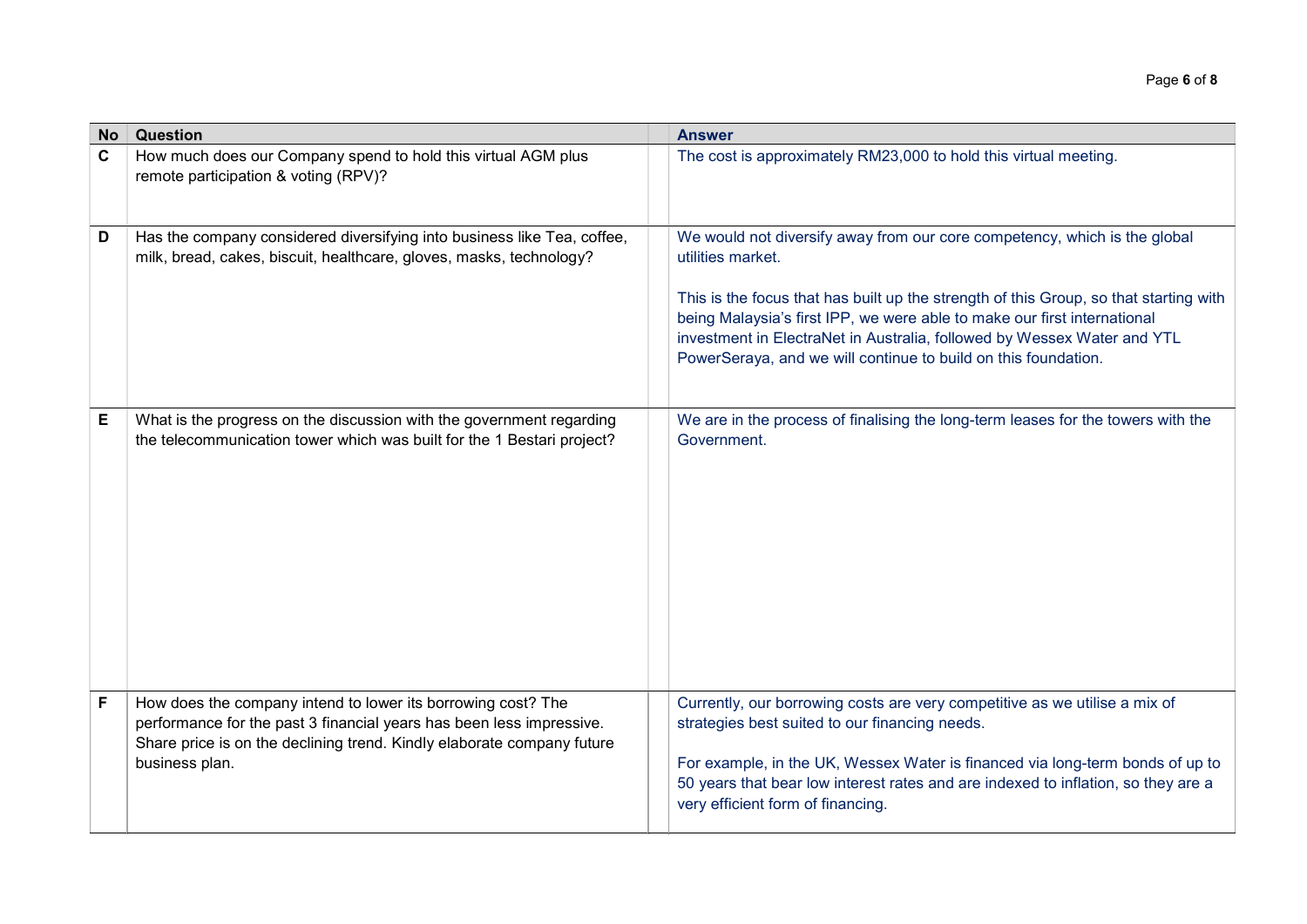| No | Question | Answer |
|---|---|---|
| C | How much does our Company spend to hold this virtual AGM plus remote participation & voting (RPV)? | The cost is approximately RM23,000 to hold this virtual meeting. |
| D | Has the company considered diversifying into business like Tea, coffee, milk, bread, cakes, biscuit, healthcare, gloves, masks, technology? | We would not diversify away from our core competency, which is the global utilities market.<br><br>This is the focus that has built up the strength of this Group, so that starting with being Malaysia's first IPP, we were able to make our first international investment in ElectraNet in Australia, followed by Wessex Water and YTL PowerSeraya, and we will continue to build on this foundation. |
| E | What is the progress on the discussion with the government regarding the telecommunication tower which was built for the 1 Bestari project? | We are in the process of finalising the long-term leases for the towers with the Government. |
| F | How does the company intend to lower its borrowing cost? The performance for the past 3 financial years has been less impressive. Share price is on the declining trend. Kindly elaborate company future business plan. | Currently, our borrowing costs are very competitive as we utilise a mix of strategies best suited to our financing needs.<br><br>For example, in the UK, Wessex Water is financed via long-term bonds of up to 50 years that bear low interest rates and are indexed to inflation, so they are a very efficient form of financing. |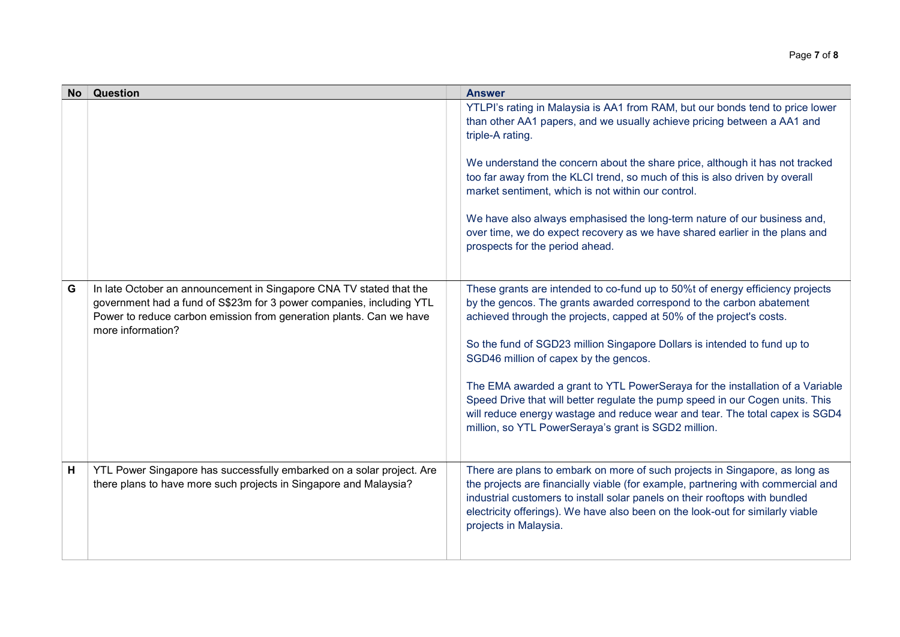| No | Question | Answer |
|---|---|---|
| | | YTLPI's rating in Malaysia is AA1 from RAM, but our bonds tend to price lower than other AA1 papers, and we usually achieve pricing between a AA1 and triple-A rating.<br><br>We understand the concern about the share price, although it has not tracked too far away from the KLCI trend, so much of this is also driven by overall market sentiment, which is not within our control.<br><br>We have also always emphasised the long-term nature of our business and, over time, we do expect recovery as we have shared earlier in the plans and prospects for the period ahead. |
| G | In late October an announcement in Singapore CNA TV stated that the government had a fund of S$23m for 3 power companies, including YTL Power to reduce carbon emission from generation plants. Can we have more information? | These grants are intended to co-fund up to 50%t of energy efficiency projects by the gencos. The grants awarded correspond to the carbon abatement achieved through the projects, capped at 50% of the project's costs.<br><br>So the fund of SGD23 million Singapore Dollars is intended to fund up to SGD46 million of capex by the gencos.<br><br>The EMA awarded a grant to YTL PowerSeraya for the installation of a Variable Speed Drive that will better regulate the pump speed in our Cogen units. This will reduce energy wastage and reduce wear and tear. The total capex is SGD4 million, so YTL PowerSeraya's grant is SGD2 million. |
| H | YTL Power Singapore has successfully embarked on a solar project. Are there plans to have more such projects in Singapore and Malaysia? | There are plans to embark on more of such projects in Singapore, as long as the projects are financially viable (for example, partnering with commercial and industrial customers to install solar panels on their rooftops with bundled electricity offerings). We have also been on the look-out for similarly viable projects in Malaysia. |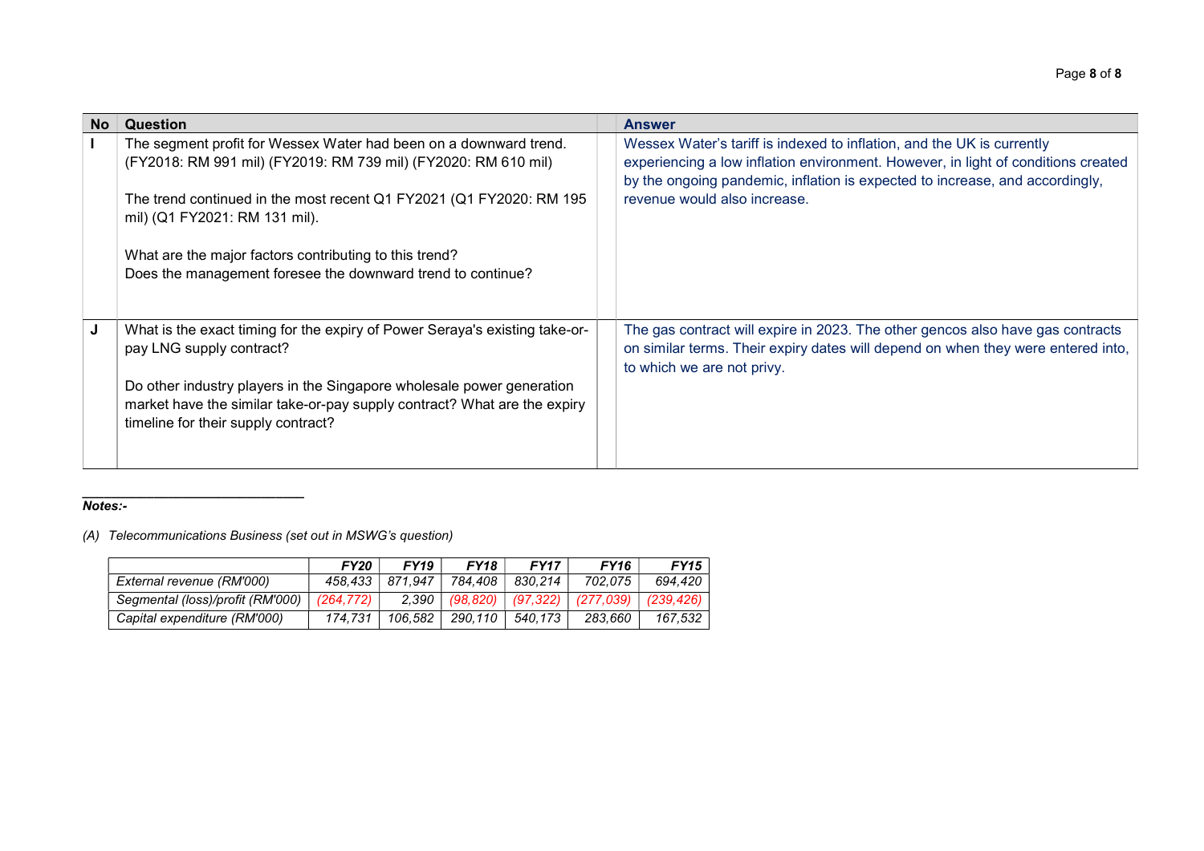| No | Question | Answer |
|---|---|---|
| I | The segment profit for Wessex Water had been on a downward trend. (FY2018: RM 991 mil) (FY2019: RM 739 mil) (FY2020: RM 610 mil)<br><br>The trend continued in the most recent Q1 FY2021 (Q1 FY2020: RM 195 mil) (Q1 FY2021: RM 131 mil).<br><br>What are the major factors contributing to this trend?<br>Does the management foresee the downward trend to continue? | Wessex Water's tariff is indexed to inflation, and the UK is currently experiencing a low inflation environment. However, in light of conditions created by the ongoing pandemic, inflation is expected to increase, and accordingly, revenue would also increase. |
| J | What is the exact timing for the expiry of Power Seraya's existing take-or-pay LNG supply contract?<br><br>Do other industry players in the Singapore wholesale power generation market have the similar take-or-pay supply contract? What are the expiry timeline for their supply contract? | The gas contract will expire in 2023. The other gencos also have gas contracts on similar terms. Their expiry dates will depend on when they were entered into, to which we are not privy. |

***Notes:-***

*(A) Telecommunications Business (set out in MSWG's question)*

| | *FY20* | *FY19* | *FY18* | *FY17* | *FY16* | *FY15* |
|---|---|---|---|---|---|---|
| *External revenue (RM'000)* | *458,433* | *871,947* | *784,408* | *830,214* | *702,075* | *694,420* |
| *Segmental (loss)/profit (RM'000)* | *(264,772)* | *2,390* | *(98,820)* | *(97,322)* | *(277,039)* | *(239,426)* |
| *Capital expenditure (RM'000)* | *174,731* | *106,582* | *290,110* | *540,173* | *283,660* | *167,532* |